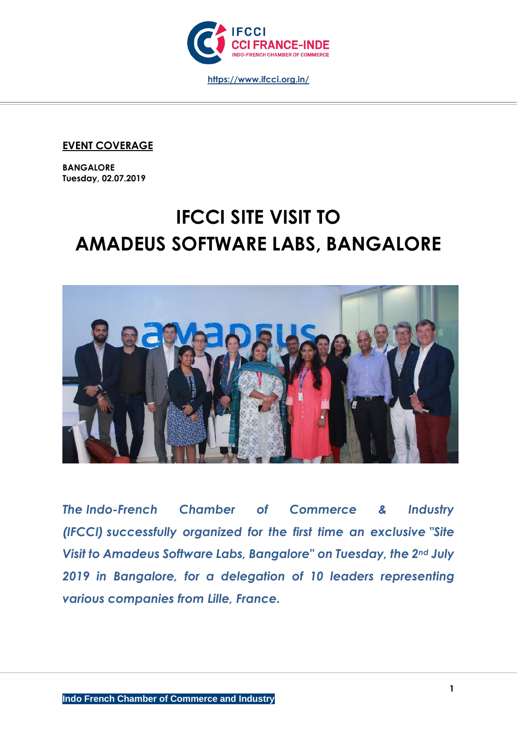https://www.ifcci.org.in/

**EVENT COVERAGE**

**BANGALORE**
**Tuesday, 02.07.2019**

# IFCCI SITE VISIT TO AMADEUS SOFTWARE LABS, BANGALORE

***The Indo-French Chamber of Commerce & Industry (IFCCI) successfully organized for the first time an exclusive "Site Visit to Amadeus Software Labs, Bangalore" on Tuesday, the 2nd July 2019 in Bangalore, for a delegation of 10 leaders representing various companies from Lille, France.***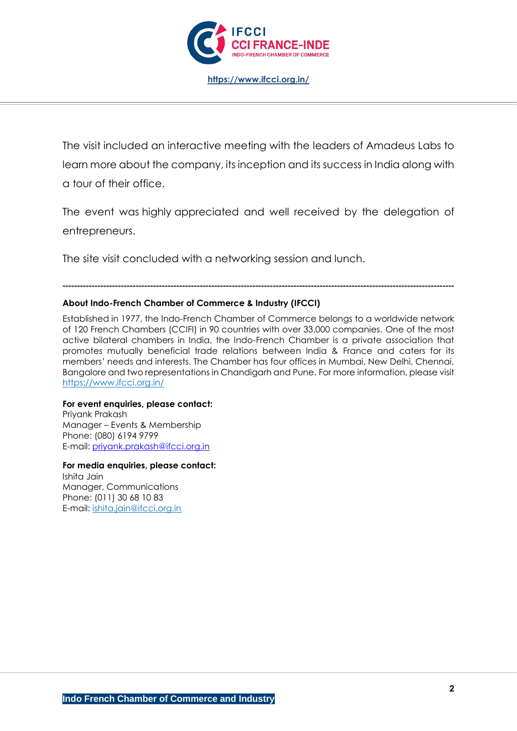The visit included an interactive meeting with the leaders of Amadeus Labs to learn more about the company, its inception and its success in India along with a tour of their office.

The event was highly appreciated and well received by the delegation of entrepreneurs.

The site visit concluded with a networking session and lunch.

---

**About Indo-French Chamber of Commerce & Industry (IFCCI)**

Established in 1977, the Indo-French Chamber of Commerce belongs to a worldwide network of 120 French Chambers (CCIFI) in 90 countries with over 33,000 companies. One of the most active bilateral chambers in India, the Indo-French Chamber is a private association that promotes mutually beneficial trade relations between India & France and caters for its members' needs and interests. The Chamber has four offices in Mumbai, New Delhi, Chennai, Bangalore and two representations in Chandigarh and Pune. For more information, please visit https://www.ifcci.org.in/

**For event enquiries, please contact:**
Priyank Prakash
Manager – Events & Membership
Phone: (080) 6194 9799
E-mail: priyank.prakash@ifcci.org.in

**For media enquiries, please contact:**
Ishita Jain
Manager, Communications
Phone: (011) 30 68 10 83
E-mail: ishita.jain@ifcci.org.in